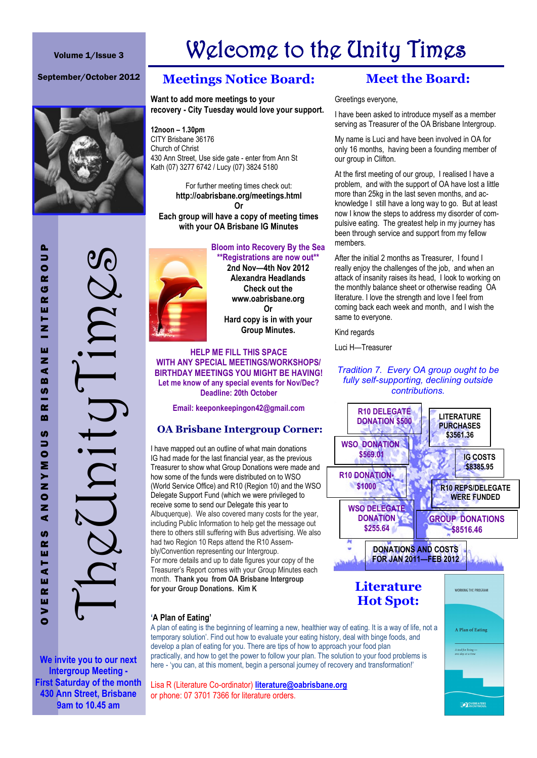# Welcome to the Unity Times

Volume 1/Issue 3

September/October 2012

OVEREATERS ANONYMOUS BRISBANE INTERGROUP

TheUnityTimes

We invite you to our next Intergroup Meeting - First Saturday of the month 430 Ann Street, Brisbane 9am to 10.45 am

## Meetings Notice Board:

**Want to add more meetings to your recovery - City Tuesday would love your support.**

**12noon – 1.30pm**
CITY Brisbane 36176
Church of Christ
430 Ann Street, Use side gate - enter from Ann St
Kath (07) 3277 6742 / Lucy (07) 3824 5180

For further meeting times check out:
**http://oabrisbane.org/meetings.html**
**Or**
**Each group will have a copy of meeting times with your OA Brisbane IG Minutes**

**Bloom into Recovery By the Sea**
****Registrations are now out****
**2nd Nov—4th Nov 2012**
**Alexandra Headlands**
**Check out the www.oabrisbane.org**
**Or**
**Hard copy is in with your Group Minutes.**

**HELP ME FILL THIS SPACE**
**WITH ANY SPECIAL MEETINGS/WORKSHOPS/ BIRTHDAY MEETINGS YOU MIGHT BE HAVING!**
**Let me know of any special events for Nov/Dec?**
**Deadline: 20th October**

**Email: keeponkeepingon42@gmail.com**

## OA Brisbane Intergroup Corner:

I have mapped out an outline of what main donations IG had made for the last financial year, as the previous Treasurer to show what Group Donations were made and how some of the funds were distributed on to WSO (World Service Office) and R10 (Region 10) and the WSO Delegate Support Fund (which we were privileged to receive some to send our Delegate this year to Albuquerque). We also covered many costs for the year, including Public Information to help get the message out there to others still suffering with Bus advertising. We also had two Region 10 Reps attend the R10 Assembly/Convention representing our Intergroup.
For more details and up to date figures your copy of the Treasurer's Report comes with your Group Minutes each month. **Thank you from OA Brisbane Intergroup for your Group Donations. Kim K**

## Meet the Board:

Greetings everyone,

I have been asked to introduce myself as a member serving as Treasurer of the OA Brisbane Intergroup.

My name is Luci and have been involved in OA for only 16 months, having been a founding member of our group in Clifton.

At the first meeting of our group, I realised I have a problem, and with the support of OA have lost a little more than 25kg in the last seven months, and acknowledge I still have a long way to go. But at least now I know the steps to address my disorder of compulsive eating. The greatest help in my journey has been through service and support from my fellow members.

After the initial 2 months as Treasurer, I found I really enjoy the challenges of the job, and when an attack of insanity raises its head, I look to working on the monthly balance sheet or otherwise reading OA literature. I love the strength and love I feel from coming back each week and month, and I wish the same to everyone.

Kind regards

Luci H—Treasurer

*Tradition 7. Every OA group ought to be fully self-supporting, declining outside contributions.*

- R10 DELEGATE DONATION $500
- LITERATURE PURCHASES $3561.36
- WSO DONATION $569.01
- IG COSTS $8385.95
- R10 DONATION $1000
- R10 REPS/DELEGATE WERE FUNDED
- WSO DELEGATE DONATION $255.64
- GROUP DONATIONS $8516.46

DONATIONS AND COSTS FOR JAN 2011—FEB 2012

## Literature Hot Spot:

**'A Plan of Eating'**

A plan of eating is the beginning of learning a new, healthier way of eating. It is a way of life, not a temporary solution'. Find out how to evaluate your eating history, deal with binge foods, and develop a plan of eating for you. There are tips of how to approach your food plan practically, and how to get the power to follow your plan. The solution to your food problems is here - 'you can, at this moment, begin a personal journey of recovery and transformation!'

Lisa R (Literature Co-ordinator) **literature@oabrisbane.org**
or phone: 07 3701 7366 for literature orders.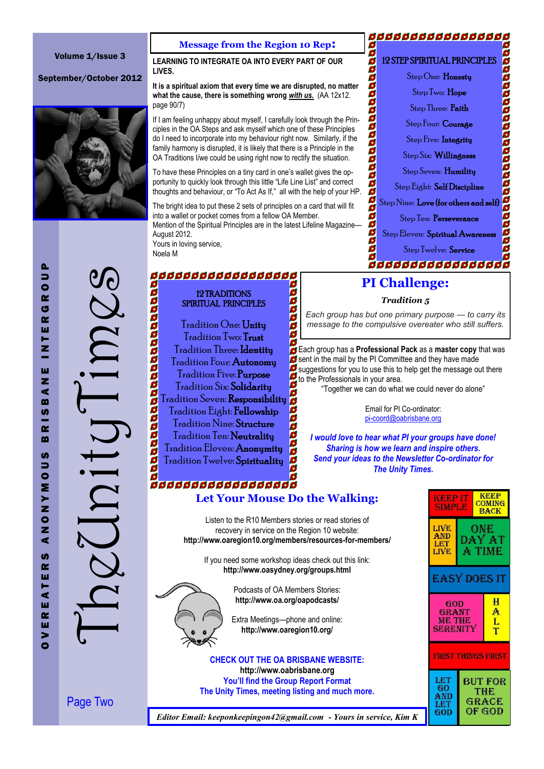Volume 1/Issue 3

September/October 2012

## Message from the Region 10 Rep:

**LEARNING TO INTEGRATE OA INTO EVERY PART OF OUR LIVES.**

**It is a spiritual axiom that every time we are disrupted, no matter what the cause, there is something wrong *with us.*** (AA 12x12. page 90/7)

If I am feeling unhappy about myself, I carefully look through the Principles in the OA Steps and ask myself which one of these Principles do I need to incorporate into my behaviour right now. Similarly, if the family harmony is disrupted, it is likely that there is a Principle in the OA Traditions I/we could be using right now to rectify the situation.

To have these Principles on a tiny card in one's wallet gives the opportunity to quickly look through this little "Life Line List" and correct thoughts and behaviour, or "To Act As If," all with the help of your HP.

The bright idea to put these 2 sets of principles on a card that will fit into a wallet or pocket comes from a fellow OA Member.
Mention of the Spiritual Principles are in the latest Lifeline Magazine—August 2012.
Yours in loving service,
Noela M

### 12 STEP SPIRITUAL PRINCIPLES

Step One: **Honesty**
Step Two: **Hope**
Step Three: **Faith**
Step Four: **Courage**
Step Five: **Integrity**
Step Six: **Willingness**
Step Seven: **Humility**
Step Eight: **Self Discipline**
Step Nine: **Love (for others and self)**
Step Ten: **Perseverance**
Step Eleven: **Spiritual Awareness**
Step Twelve: **Service**

### 12 TRADITIONS SPIRITUAL PRINCIPLES

Tradition One: **Unity**
Tradition Two: **Trust**
Tradition Three: **Identity**
Tradition Four: **Autonomy**
Tradition Five: **Purpose**
Tradition Six: **Solidarity**
Tradition Seven: **Responsibility**
Tradition Eight: **Fellowship**
Tradition Nine: **Structure**
Tradition Ten: **Neutrality**
Tradition Eleven: **Anonymity**
Tradition Twelve: **Spirituality**

## PI Challenge:

***Tradition 5***

*Each group has but one primary purpose — to carry its message to the compulsive overeater who still suffers.*

Each group has a **Professional Pack** as a **master copy** that was sent in the mail by the PI Committee and they have made suggestions for you to use this to help get the message out there to the Professionals in your area.

"Together we can do what we could never do alone"

Email for PI Co-ordinator:
pi-coord@oabrisbane.org

***I would love to hear what PI your groups have done! Sharing is how we learn and inspire others. Send your ideas to the Newsletter Co-ordinator for The Unity Times.***

## Let Your Mouse Do the Walking:

Listen to the R10 Members stories or read stories of recovery in service on the Region 10 website:
**http://www.oaregion10.org/members/resources-for-members/**

If you need some workshop ideas check out this link:
**http://www.oasydney.org/groups.html**

Podcasts of OA Members Stories:
**http://www.oa.org/oapodcasts/**

Extra Meetings—phone and online:
**http://www.oaregion10.org/**

**CHECK OUT THE OA BRISBANE WEBSITE:**
**http://www.oabrisbane.org**
**You'll find the Group Report Format**
**The Unity Times, meeting listing and much more.**

KEEP IT SIMPLE
KEEP COMING BACK
LIVE AND LET LIVE
ONE DAY AT A TIME
EASY DOES IT
GOD GRANT ME THE SERENITY
HALT
FIRST THINGS FIRST
LET GO AND LET GOD
BUT FOR THE GRACE OF GOD

*Editor Email: keeponkeepingon42@gmail.com - Yours in service, Kim K*

TheUnityTimes

OVEREATERS ANONYMOUS BRISBANE INTERGROUP